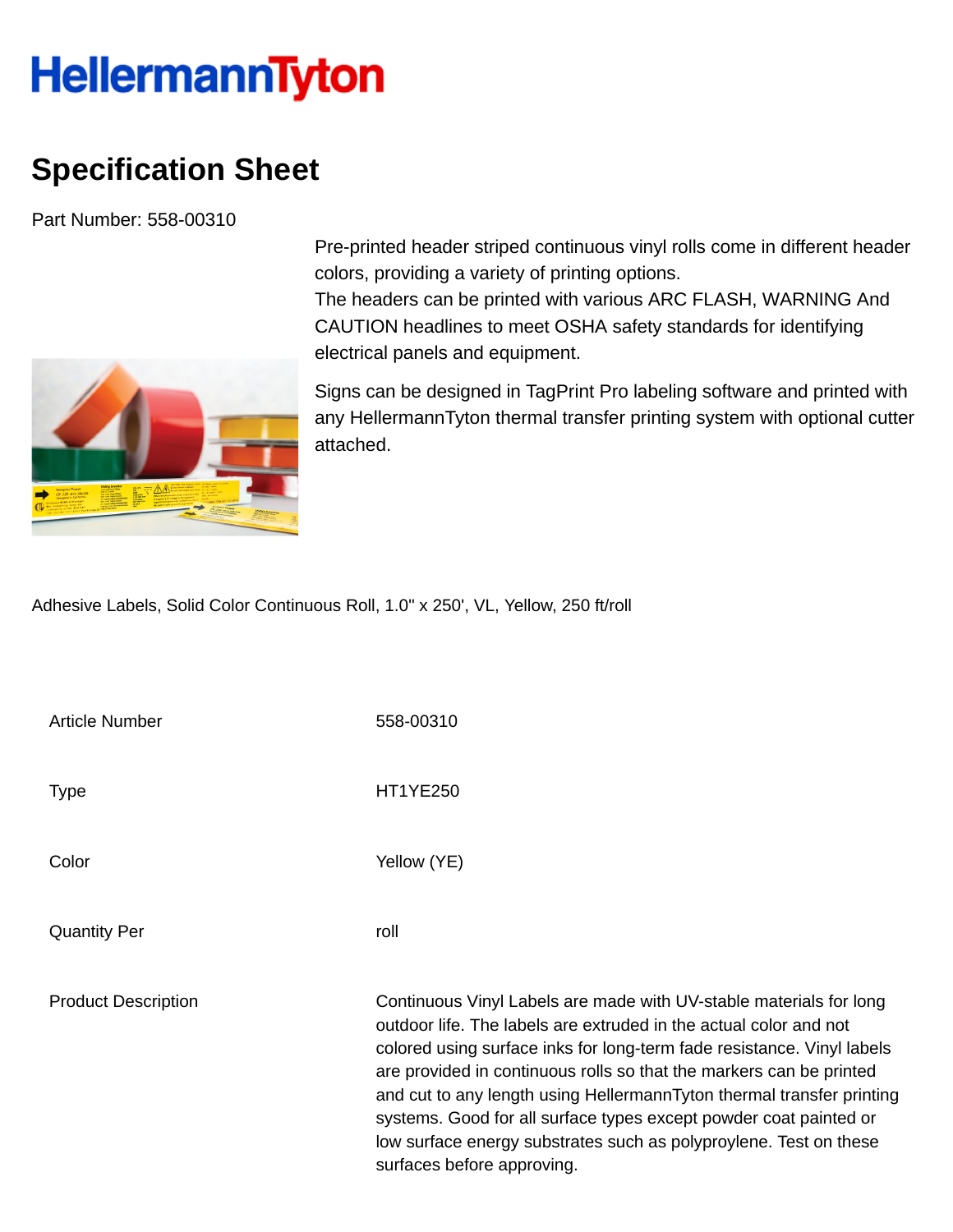# HellermannTyton

## Specification Sheet

Part Number: 558-00310

Pre-printed header striped continuous vinyl rolls come in different header colors, providing a variety of printing options.
The headers can be printed with various ARC FLASH, WARNING And CAUTION headlines to meet OSHA safety standards for identifying electrical panels and equipment.

Signs can be designed in TagPrint Pro labeling software and printed with any HellermannTyton thermal transfer printing system with optional cutter attached.

Adhesive Labels, Solid Color Continuous Roll, 1.0" x 250', VL, Yellow, 250 ft/roll

| | |
|---|---|
| Article Number | 558-00310 |
| Type | HT1YE250 |
| Color | Yellow (YE) |
| Quantity Per | roll |
| Product Description | Continuous Vinyl Labels are made with UV-stable materials for long outdoor life. The labels are extruded in the actual color and not colored using surface inks for long-term fade resistance. Vinyl labels are provided in continuous rolls so that the markers can be printed and cut to any length using HellermannTyton thermal transfer printing systems. Good for all surface types except powder coat painted or low surface energy substrates such as polyproylene. Test on these surfaces before approving. |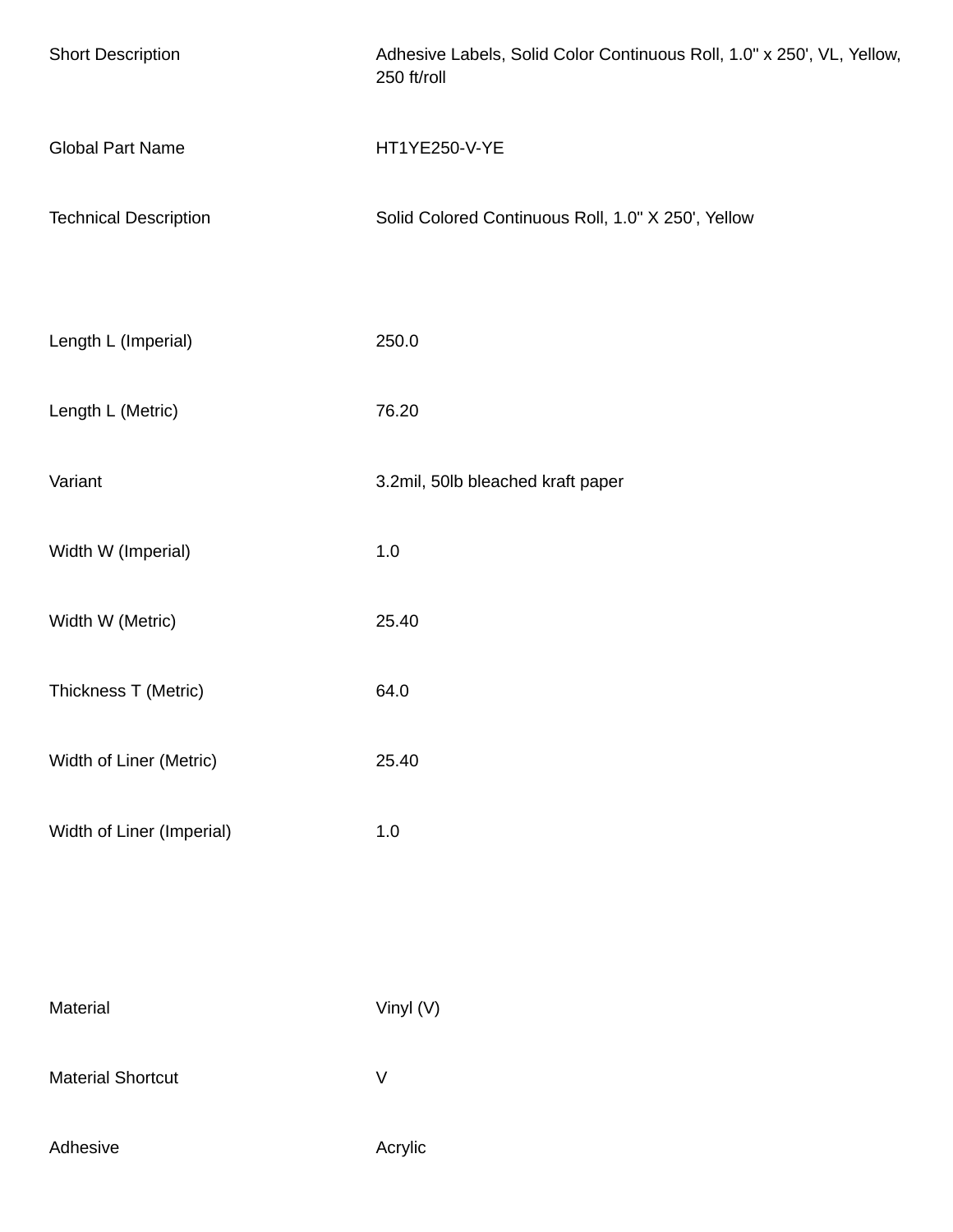| | |
|---|---|
| Short Description | Adhesive Labels, Solid Color Continuous Roll, 1.0" x 250', VL, Yellow, 250 ft/roll |
| Global Part Name | HT1YE250-V-YE |
| Technical Description | Solid Colored Continuous Roll, 1.0" X 250', Yellow |

| | |
|---|---|
| Length L (Imperial) | 250.0 |
| Length L (Metric) | 76.20 |
| Variant | 3.2mil, 50lb bleached kraft paper |
| Width W (Imperial) | 1.0 |
| Width W (Metric) | 25.40 |
| Thickness T (Metric) | 64.0 |
| Width of Liner (Metric) | 25.40 |
| Width of Liner (Imperial) | 1.0 |

| | |
|---|---|
| Material | Vinyl (V) |
| Material Shortcut | V |
| Adhesive | Acrylic |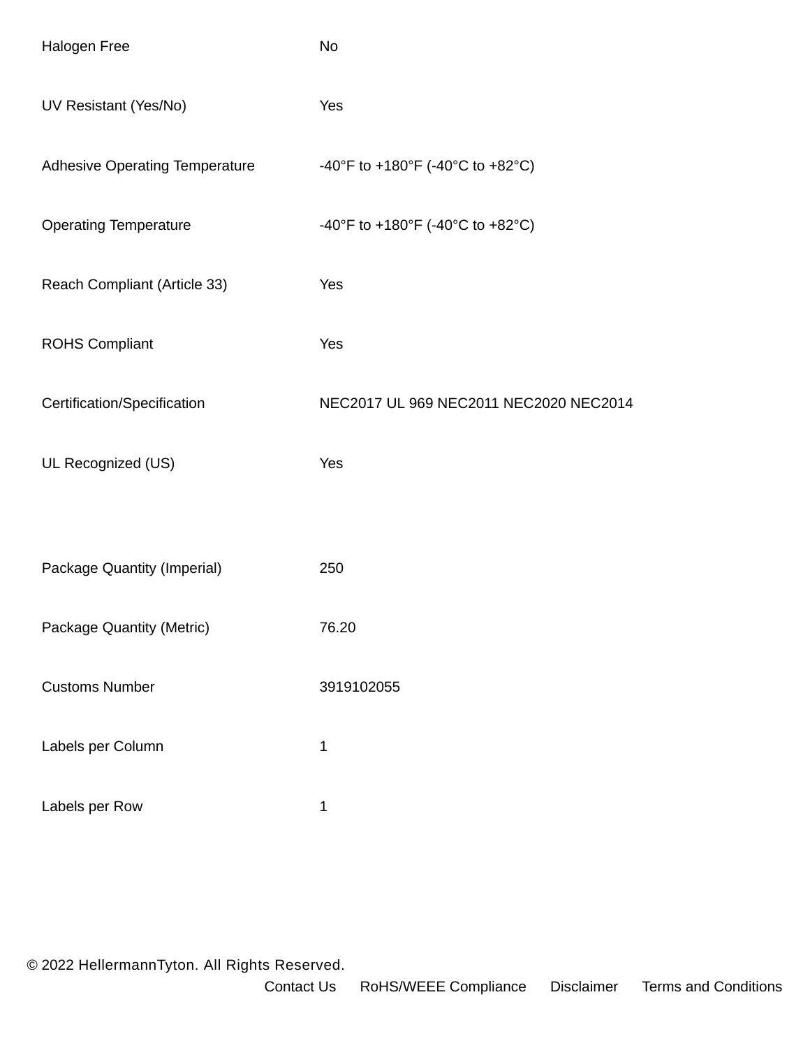| | |
|---|---|
| Halogen Free | No |
| UV Resistant (Yes/No) | Yes |
| Adhesive Operating Temperature | -40°F to +180°F (-40°C to +82°C) |
| Operating Temperature | -40°F to +180°F (-40°C to +82°C) |
| Reach Compliant (Article 33) | Yes |
| ROHS Compliant | Yes |
| Certification/Specification | NEC2017 UL 969 NEC2011 NEC2020 NEC2014 |
| UL Recognized (US) | Yes |

| | |
|---|---|
| Package Quantity (Imperial) | 250 |
| Package Quantity (Metric) | 76.20 |
| Customs Number | 3919102055 |
| Labels per Column | 1 |
| Labels per Row | 1 |

© 2022 HellermannTyton. All Rights Reserved.

Contact Us RoHS/WEEE Compliance Disclaimer Terms and Conditions